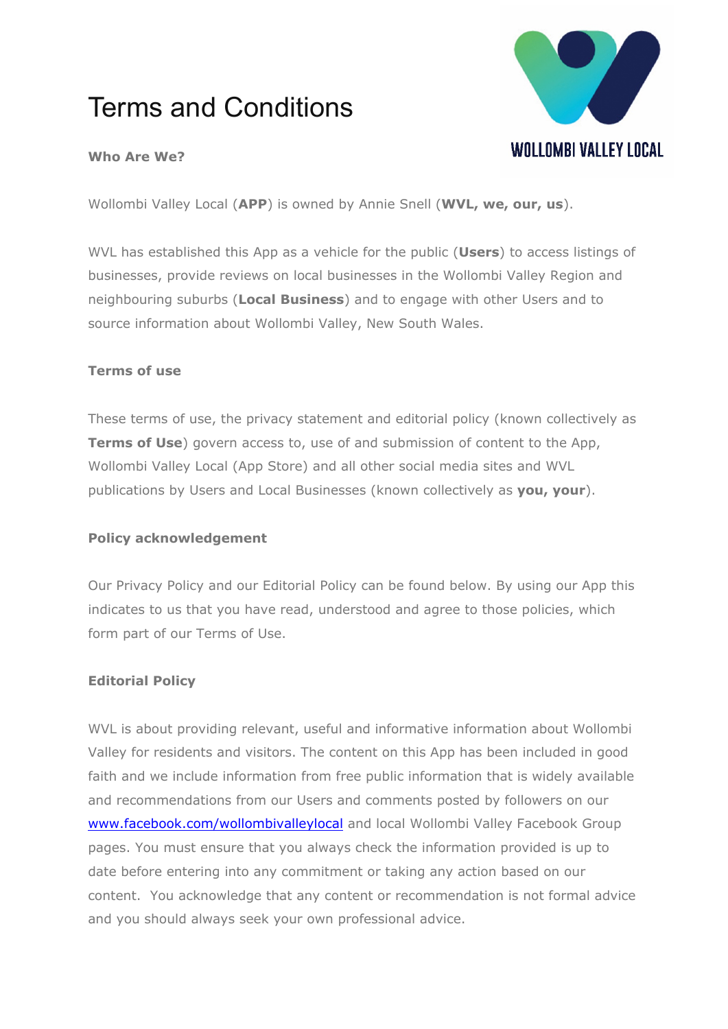# Terms and Conditions

### Who Are We?

Wollombi Valley Local (**APP**) is owned by Annie Snell (**WVL, we, our, us**).

WVL has established this App as a vehicle for the public (**Users**) to access listings of businesses, provide reviews on local businesses in the Wollombi Valley Region and neighbouring suburbs (**Local Business**) and to engage with other Users and to source information about Wollombi Valley, New South Wales.

### Terms of use

These terms of use, the privacy statement and editorial policy (known collectively as **Terms of Use**) govern access to, use of and submission of content to the App, Wollombi Valley Local (App Store) and all other social media sites and WVL publications by Users and Local Businesses (known collectively as **you, your**).

### Policy acknowledgement

Our Privacy Policy and our Editorial Policy can be found below. By using our App this indicates to us that you have read, understood and agree to those policies, which form part of our Terms of Use.

### Editorial Policy

WVL is about providing relevant, useful and informative information about Wollombi Valley for residents and visitors. The content on this App has been included in good faith and we include information from free public information that is widely available and recommendations from our Users and comments posted by followers on our [www.facebook.com/wollombivalleylocal](http://www.facebook.com/wollombivalleylocal) and local Wollombi Valley Facebook Group pages. You must ensure that you always check the information provided is up to date before entering into any commitment or taking any action based on our content. You acknowledge that any content or recommendation is not formal advice and you should always seek your own professional advice.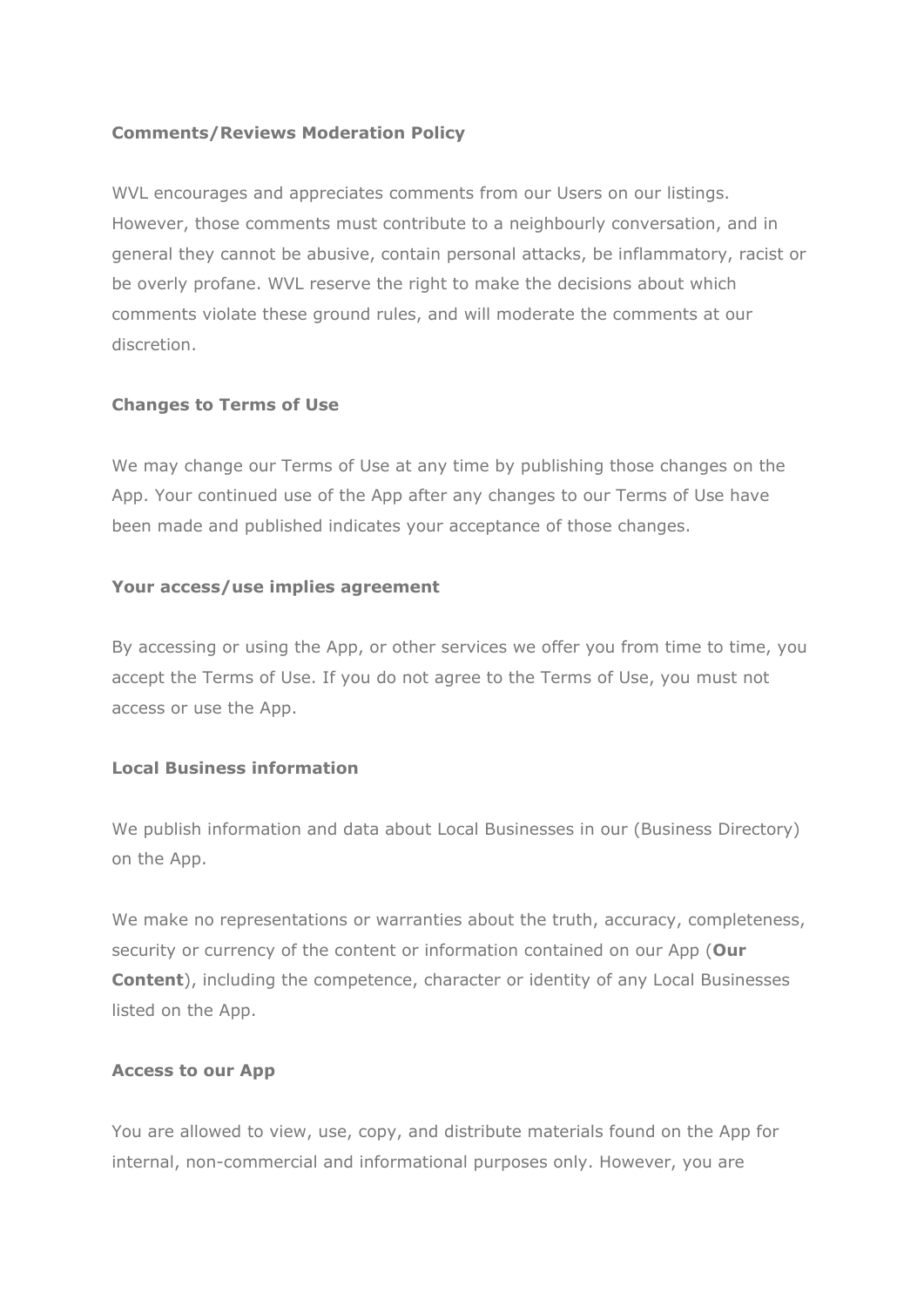**Comments/Reviews Moderation Policy**

WVL encourages and appreciates comments from our Users on our listings. However, those comments must contribute to a neighbourly conversation, and in general they cannot be abusive, contain personal attacks, be inflammatory, racist or be overly profane. WVL reserve the right to make the decisions about which comments violate these ground rules, and will moderate the comments at our discretion.

**Changes to Terms of Use**

We may change our Terms of Use at any time by publishing those changes on the App. Your continued use of the App after any changes to our Terms of Use have been made and published indicates your acceptance of those changes.

**Your access/use implies agreement**

By accessing or using the App, or other services we offer you from time to time, you accept the Terms of Use. If you do not agree to the Terms of Use, you must not access or use the App.

**Local Business information**

We publish information and data about Local Businesses in our (Business Directory) on the App.

We make no representations or warranties about the truth, accuracy, completeness, security or currency of the content or information contained on our App (**Our Content**), including the competence, character or identity of any Local Businesses listed on the App.

**Access to our App**

You are allowed to view, use, copy, and distribute materials found on the App for internal, non-commercial and informational purposes only. However, you are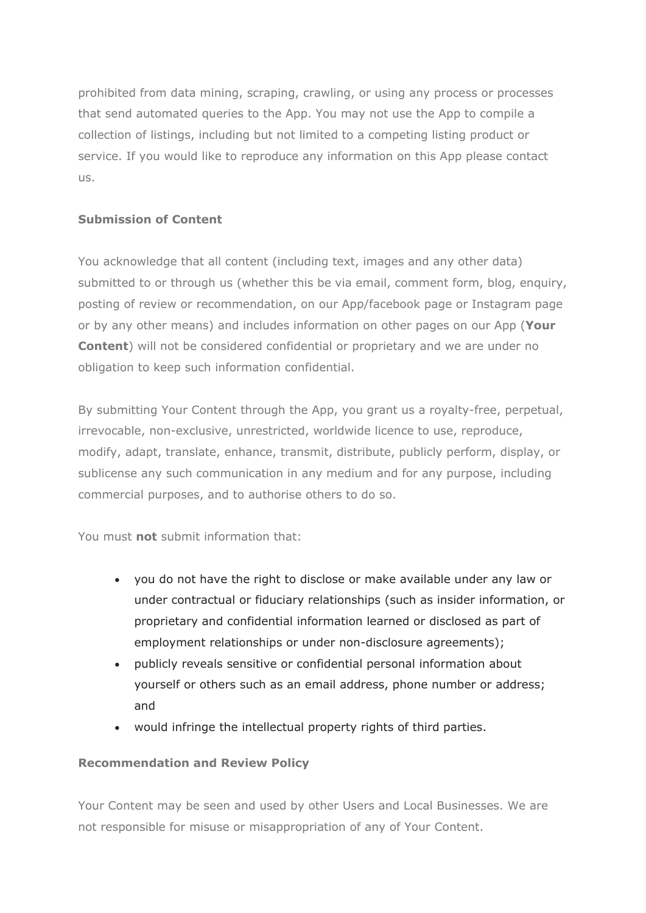prohibited from data mining, scraping, crawling, or using any process or processes that send automated queries to the App. You may not use the App to compile a collection of listings, including but not limited to a competing listing product or service. If you would like to reproduce any information on this App please contact us.

### Submission of Content

You acknowledge that all content (including text, images and any other data) submitted to or through us (whether this be via email, comment form, blog, enquiry, posting of review or recommendation, on our App/facebook page or Instagram page or by any other means) and includes information on other pages on our App (**Your Content**) will not be considered confidential or proprietary and we are under no obligation to keep such information confidential.

By submitting Your Content through the App, you grant us a royalty-free, perpetual, irrevocable, non-exclusive, unrestricted, worldwide licence to use, reproduce, modify, adapt, translate, enhance, transmit, distribute, publicly perform, display, or sublicense any such communication in any medium and for any purpose, including commercial purposes, and to authorise others to do so.

You must **not** submit information that:

- you do not have the right to disclose or make available under any law or under contractual or fiduciary relationships (such as insider information, or proprietary and confidential information learned or disclosed as part of employment relationships or under non-disclosure agreements);
- publicly reveals sensitive or confidential personal information about yourself or others such as an email address, phone number or address; and
- would infringe the intellectual property rights of third parties.

### Recommendation and Review Policy

Your Content may be seen and used by other Users and Local Businesses. We are not responsible for misuse or misappropriation of any of Your Content.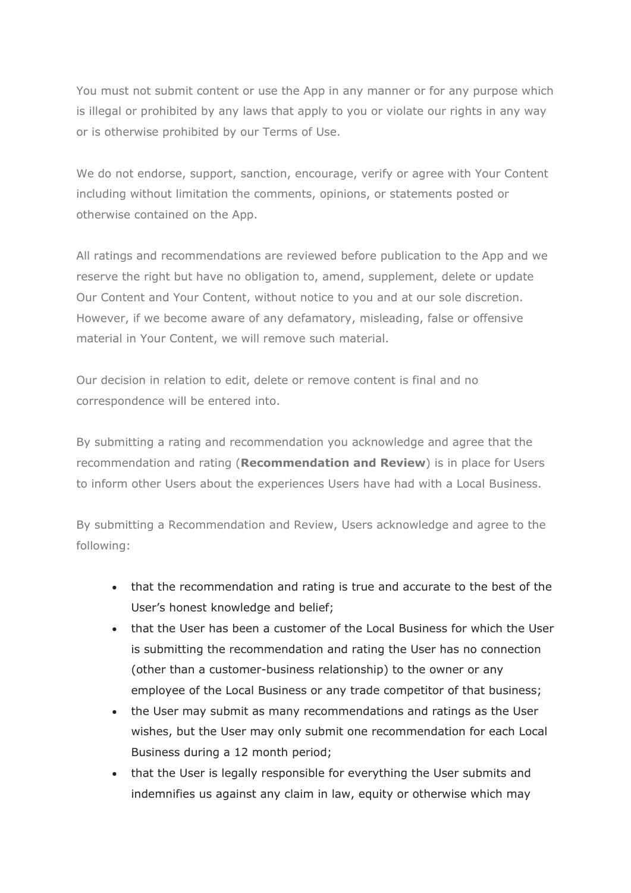You must not submit content or use the App in any manner or for any purpose which is illegal or prohibited by any laws that apply to you or violate our rights in any way or is otherwise prohibited by our Terms of Use.

We do not endorse, support, sanction, encourage, verify or agree with Your Content including without limitation the comments, opinions, or statements posted or otherwise contained on the App.

All ratings and recommendations are reviewed before publication to the App and we reserve the right but have no obligation to, amend, supplement, delete or update Our Content and Your Content, without notice to you and at our sole discretion. However, if we become aware of any defamatory, misleading, false or offensive material in Your Content, we will remove such material.

Our decision in relation to edit, delete or remove content is final and no correspondence will be entered into.

By submitting a rating and recommendation you acknowledge and agree that the recommendation and rating (**Recommendation and Review**) is in place for Users to inform other Users about the experiences Users have had with a Local Business.

By submitting a Recommendation and Review, Users acknowledge and agree to the following:

- that the recommendation and rating is true and accurate to the best of the User's honest knowledge and belief;
- that the User has been a customer of the Local Business for which the User is submitting the recommendation and rating the User has no connection (other than a customer-business relationship) to the owner or any employee of the Local Business or any trade competitor of that business;
- the User may submit as many recommendations and ratings as the User wishes, but the User may only submit one recommendation for each Local Business during a 12 month period;
- that the User is legally responsible for everything the User submits and indemnifies us against any claim in law, equity or otherwise which may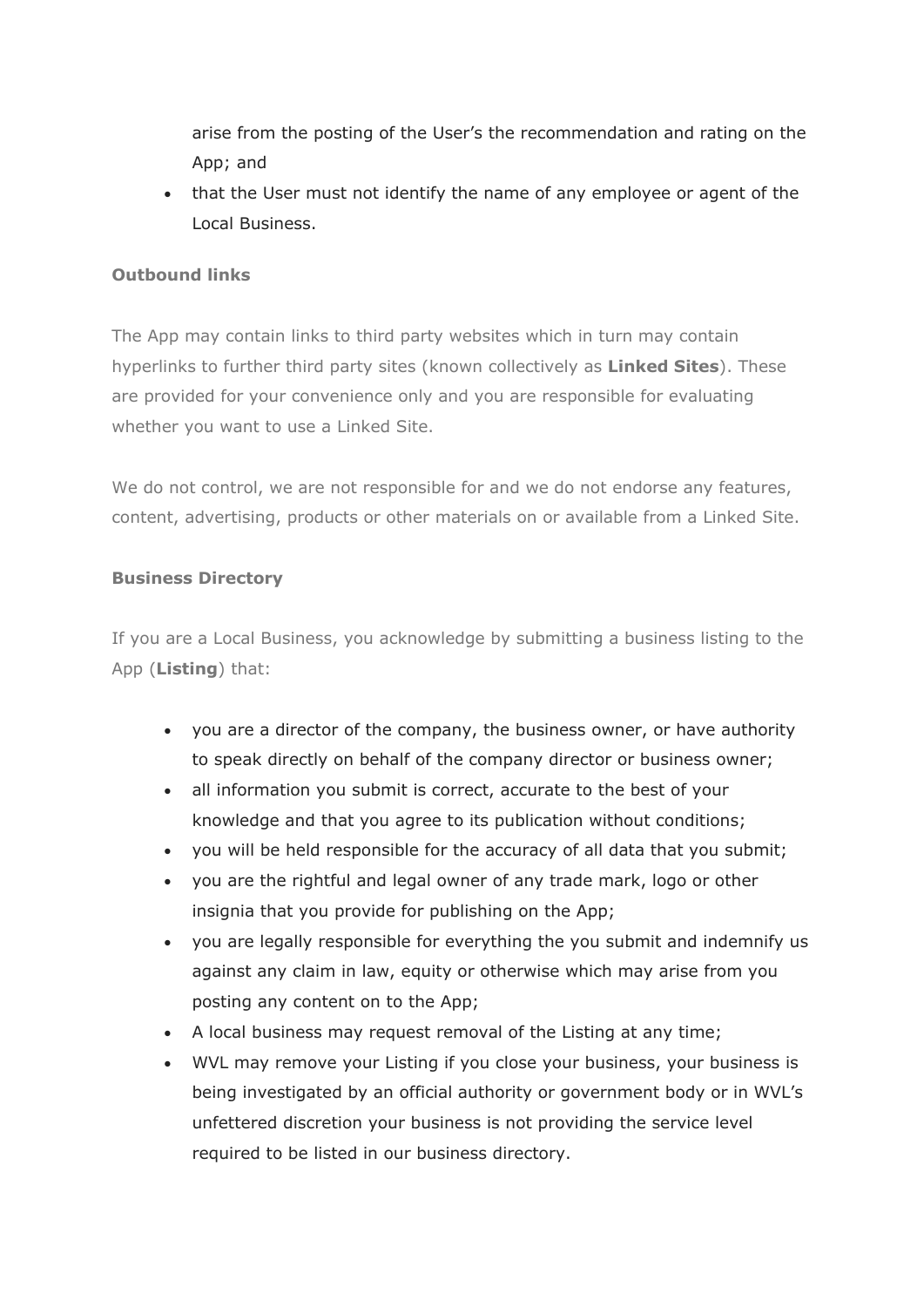arise from the posting of the User's the recommendation and rating on the App; and
- that the User must not identify the name of any employee or agent of the Local Business.

**Outbound links**

The App may contain links to third party websites which in turn may contain hyperlinks to further third party sites (known collectively as **Linked Sites**). These are provided for your convenience only and you are responsible for evaluating whether you want to use a Linked Site.

We do not control, we are not responsible for and we do not endorse any features, content, advertising, products or other materials on or available from a Linked Site.

**Business Directory**

If you are a Local Business, you acknowledge by submitting a business listing to the App (**Listing**) that:

- you are a director of the company, the business owner, or have authority to speak directly on behalf of the company director or business owner;
- all information you submit is correct, accurate to the best of your knowledge and that you agree to its publication without conditions;
- you will be held responsible for the accuracy of all data that you submit;
- you are the rightful and legal owner of any trade mark, logo or other insignia that you provide for publishing on the App;
- you are legally responsible for everything the you submit and indemnify us against any claim in law, equity or otherwise which may arise from you posting any content on to the App;
- A local business may request removal of the Listing at any time;
- WVL may remove your Listing if you close your business, your business is being investigated by an official authority or government body or in WVL's unfettered discretion your business is not providing the service level required to be listed in our business directory.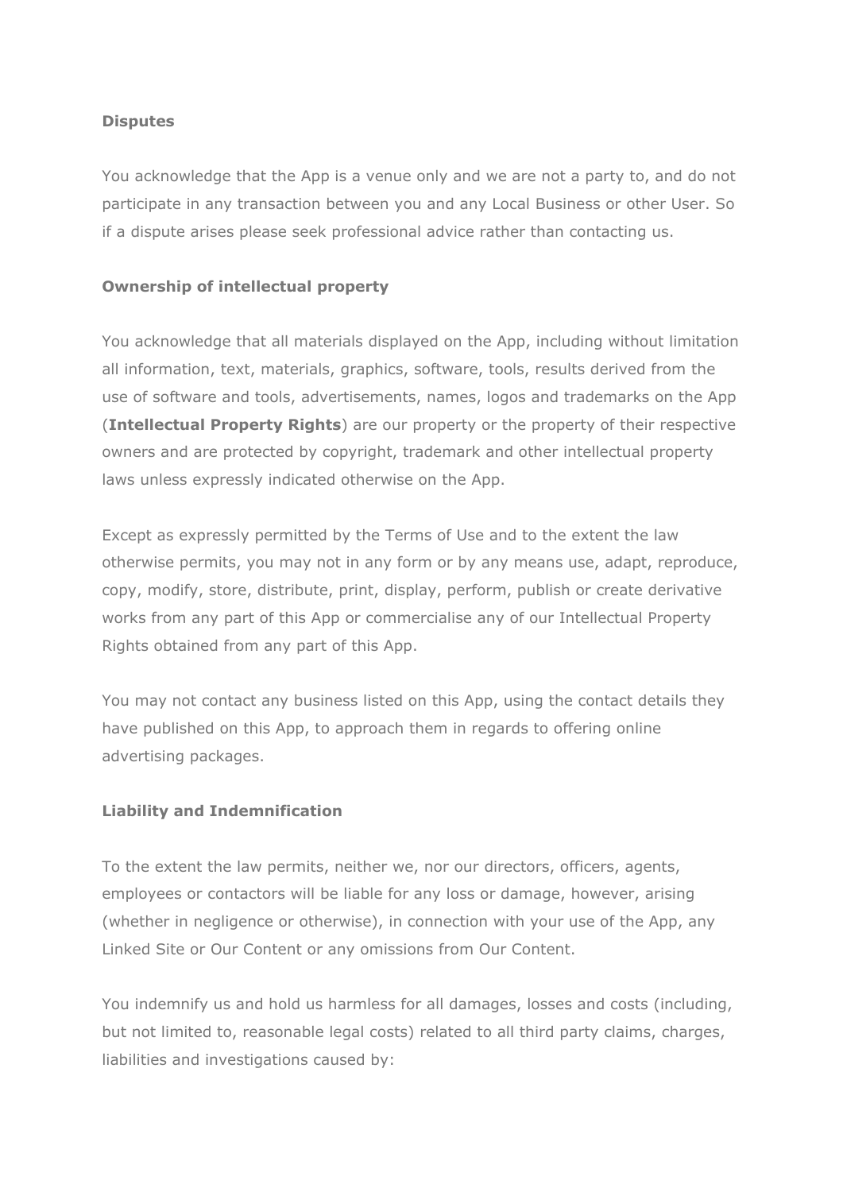**Disputes**

You acknowledge that the App is a venue only and we are not a party to, and do not participate in any transaction between you and any Local Business or other User. So if a dispute arises please seek professional advice rather than contacting us.

**Ownership of intellectual property**

You acknowledge that all materials displayed on the App, including without limitation all information, text, materials, graphics, software, tools, results derived from the use of software and tools, advertisements, names, logos and trademarks on the App (**Intellectual Property Rights**) are our property or the property of their respective owners and are protected by copyright, trademark and other intellectual property laws unless expressly indicated otherwise on the App.

Except as expressly permitted by the Terms of Use and to the extent the law otherwise permits, you may not in any form or by any means use, adapt, reproduce, copy, modify, store, distribute, print, display, perform, publish or create derivative works from any part of this App or commercialise any of our Intellectual Property Rights obtained from any part of this App.

You may not contact any business listed on this App, using the contact details they have published on this App, to approach them in regards to offering online advertising packages.

**Liability and Indemnification**

To the extent the law permits, neither we, nor our directors, officers, agents, employees or contactors will be liable for any loss or damage, however, arising (whether in negligence or otherwise), in connection with your use of the App, any Linked Site or Our Content or any omissions from Our Content.

You indemnify us and hold us harmless for all damages, losses and costs (including, but not limited to, reasonable legal costs) related to all third party claims, charges, liabilities and investigations caused by: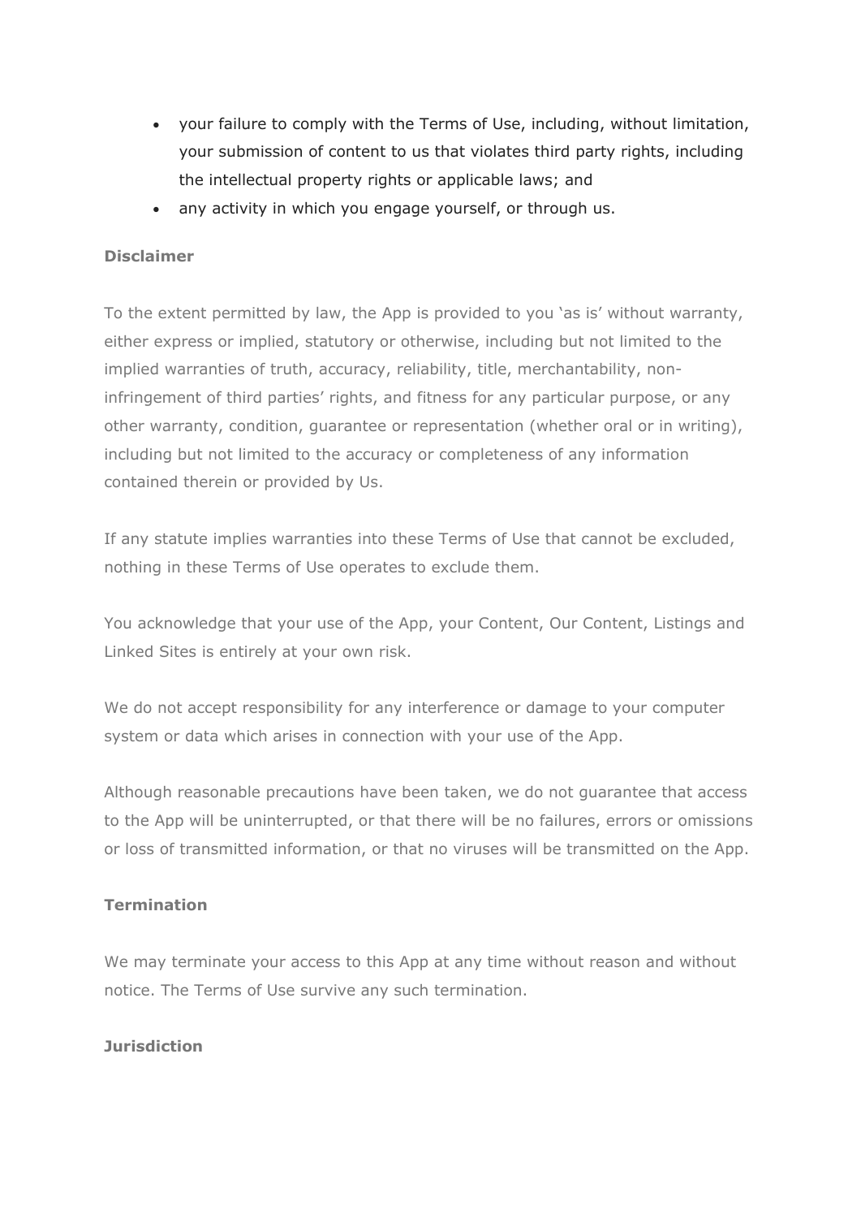- your failure to comply with the Terms of Use, including, without limitation, your submission of content to us that violates third party rights, including the intellectual property rights or applicable laws; and
- any activity in which you engage yourself, or through us.

**Disclaimer**

To the extent permitted by law, the App is provided to you 'as is' without warranty, either express or implied, statutory or otherwise, including but not limited to the implied warranties of truth, accuracy, reliability, title, merchantability, non-infringement of third parties' rights, and fitness for any particular purpose, or any other warranty, condition, guarantee or representation (whether oral or in writing), including but not limited to the accuracy or completeness of any information contained therein or provided by Us.

If any statute implies warranties into these Terms of Use that cannot be excluded, nothing in these Terms of Use operates to exclude them.

You acknowledge that your use of the App, your Content, Our Content, Listings and Linked Sites is entirely at your own risk.

We do not accept responsibility for any interference or damage to your computer system or data which arises in connection with your use of the App.

Although reasonable precautions have been taken, we do not guarantee that access to the App will be uninterrupted, or that there will be no failures, errors or omissions or loss of transmitted information, or that no viruses will be transmitted on the App.

**Termination**

We may terminate your access to this App at any time without reason and without notice. The Terms of Use survive any such termination.

**Jurisdiction**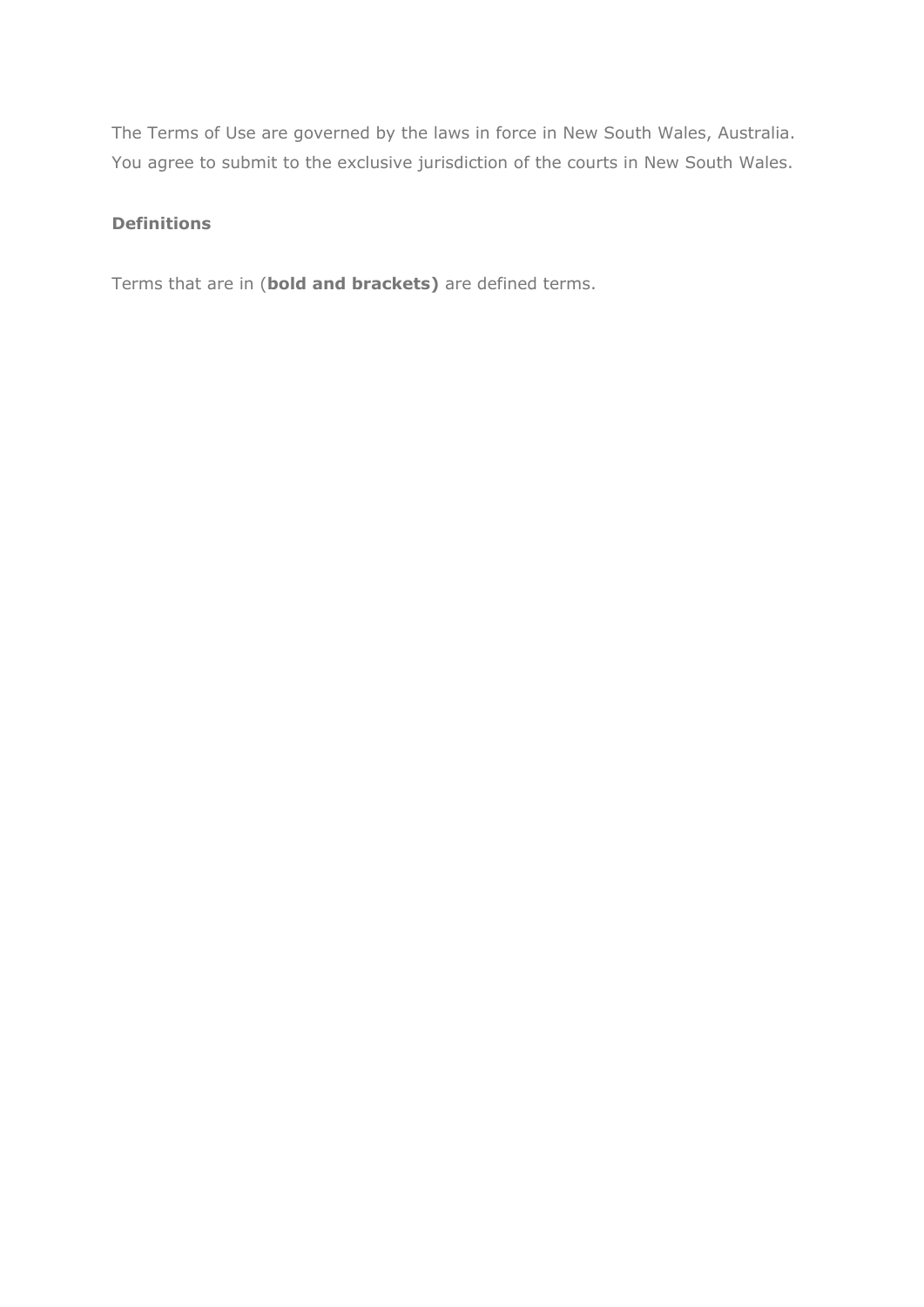The Terms of Use are governed by the laws in force in New South Wales, Australia. You agree to submit to the exclusive jurisdiction of the courts in New South Wales.

### Definitions

Terms that are in (**bold and brackets)** are defined terms.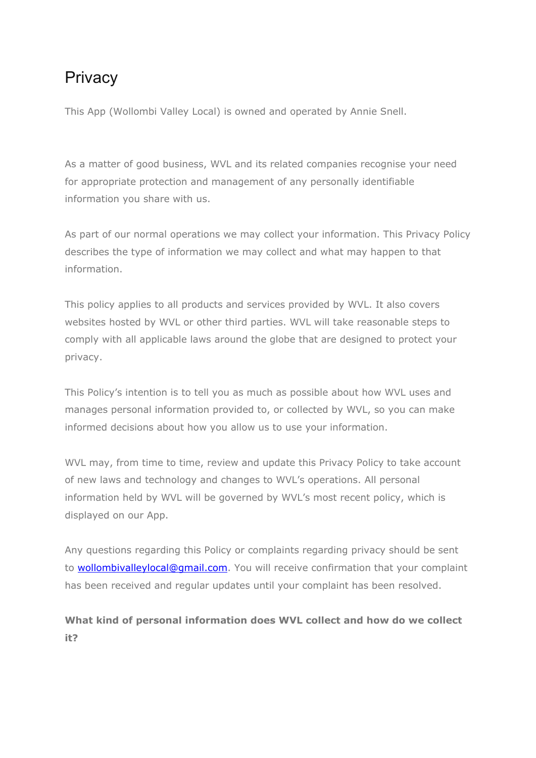# Privacy

This App (Wollombi Valley Local) is owned and operated by Annie Snell.

As a matter of good business, WVL and its related companies recognise your need for appropriate protection and management of any personally identifiable information you share with us.

As part of our normal operations we may collect your information. This Privacy Policy describes the type of information we may collect and what may happen to that information.

This policy applies to all products and services provided by WVL. It also covers websites hosted by WVL or other third parties. WVL will take reasonable steps to comply with all applicable laws around the globe that are designed to protect your privacy.

This Policy's intention is to tell you as much as possible about how WVL uses and manages personal information provided to, or collected by WVL, so you can make informed decisions about how you allow us to use your information.

WVL may, from time to time, review and update this Privacy Policy to take account of new laws and technology and changes to WVL's operations. All personal information held by WVL will be governed by WVL's most recent policy, which is displayed on our App.

Any questions regarding this Policy or complaints regarding privacy should be sent to [wollombivalleylocal@gmail.com](mailto:wollombivalleylocal@gmail.com). You will receive confirmation that your complaint has been received and regular updates until your complaint has been resolved.

**What kind of personal information does WVL collect and how do we collect it?**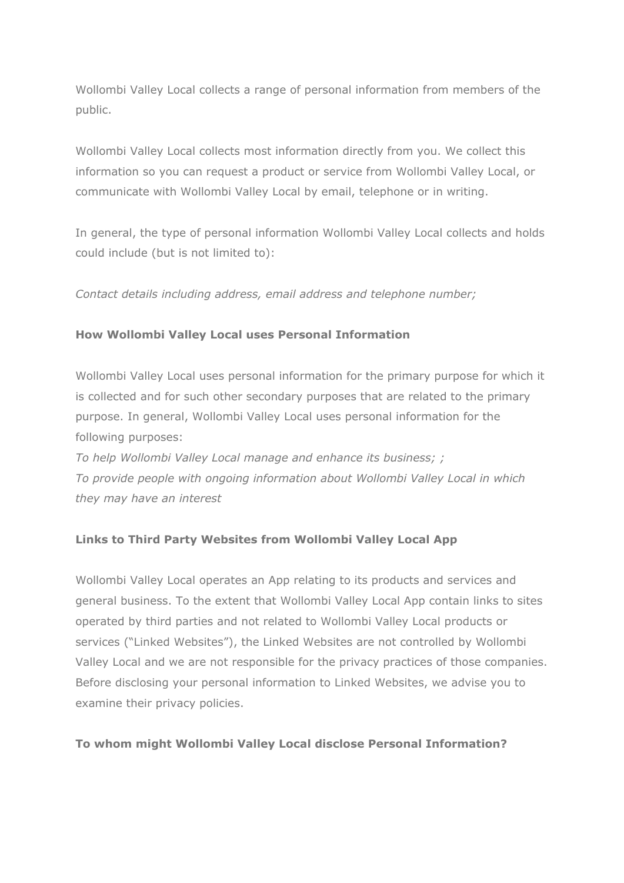Wollombi Valley Local collects a range of personal information from members of the public.

Wollombi Valley Local collects most information directly from you. We collect this information so you can request a product or service from Wollombi Valley Local, or communicate with Wollombi Valley Local by email, telephone or in writing.

In general, the type of personal information Wollombi Valley Local collects and holds could include (but is not limited to):

*Contact details including address, email address and telephone number;*

**How Wollombi Valley Local uses Personal Information**

Wollombi Valley Local uses personal information for the primary purpose for which it is collected and for such other secondary purposes that are related to the primary purpose. In general, Wollombi Valley Local uses personal information for the following purposes:
*To help Wollombi Valley Local manage and enhance its business; ;*
*To provide people with ongoing information about Wollombi Valley Local in which they may have an interest*

**Links to Third Party Websites from Wollombi Valley Local App**

Wollombi Valley Local operates an App relating to its products and services and general business. To the extent that Wollombi Valley Local App contain links to sites operated by third parties and not related to Wollombi Valley Local products or services ("Linked Websites"), the Linked Websites are not controlled by Wollombi Valley Local and we are not responsible for the privacy practices of those companies. Before disclosing your personal information to Linked Websites, we advise you to examine their privacy policies.

**To whom might Wollombi Valley Local disclose Personal Information?**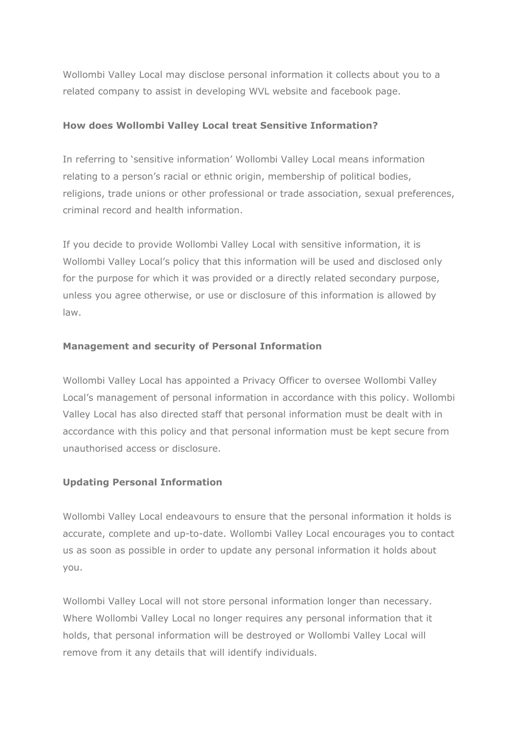Wollombi Valley Local may disclose personal information it collects about you to a related company to assist in developing WVL website and facebook page.

**How does Wollombi Valley Local treat Sensitive Information?**

In referring to 'sensitive information' Wollombi Valley Local means information relating to a person's racial or ethnic origin, membership of political bodies, religions, trade unions or other professional or trade association, sexual preferences, criminal record and health information.

If you decide to provide Wollombi Valley Local with sensitive information, it is Wollombi Valley Local's policy that this information will be used and disclosed only for the purpose for which it was provided or a directly related secondary purpose, unless you agree otherwise, or use or disclosure of this information is allowed by law.

**Management and security of Personal Information**

Wollombi Valley Local has appointed a Privacy Officer to oversee Wollombi Valley Local's management of personal information in accordance with this policy. Wollombi Valley Local has also directed staff that personal information must be dealt with in accordance with this policy and that personal information must be kept secure from unauthorised access or disclosure.

**Updating Personal Information**

Wollombi Valley Local endeavours to ensure that the personal information it holds is accurate, complete and up-to-date. Wollombi Valley Local encourages you to contact us as soon as possible in order to update any personal information it holds about you.

Wollombi Valley Local will not store personal information longer than necessary. Where Wollombi Valley Local no longer requires any personal information that it holds, that personal information will be destroyed or Wollombi Valley Local will remove from it any details that will identify individuals.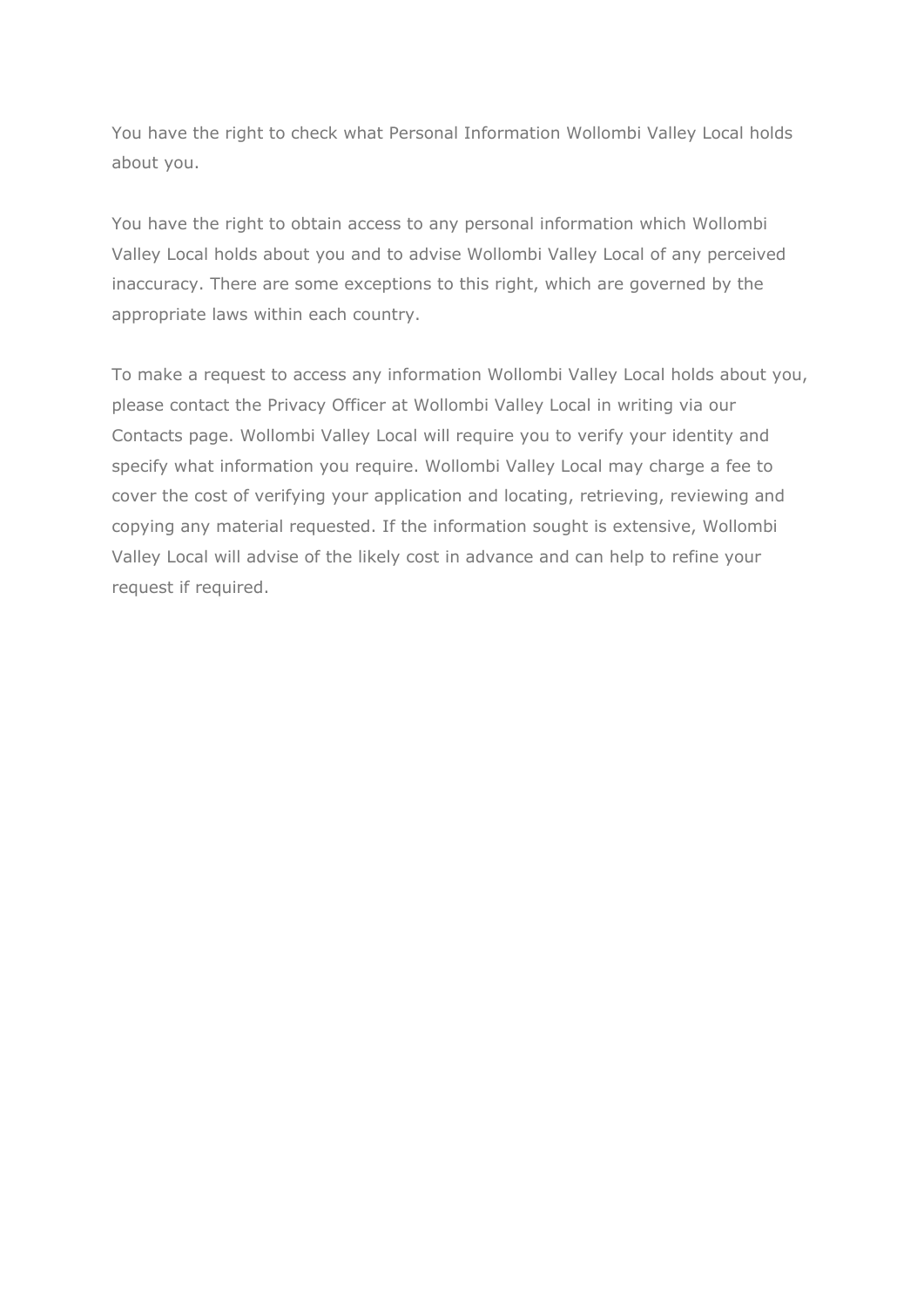You have the right to check what Personal Information Wollombi Valley Local holds about you.

You have the right to obtain access to any personal information which Wollombi Valley Local holds about you and to advise Wollombi Valley Local of any perceived inaccuracy. There are some exceptions to this right, which are governed by the appropriate laws within each country.

To make a request to access any information Wollombi Valley Local holds about you, please contact the Privacy Officer at Wollombi Valley Local in writing via our Contacts page. Wollombi Valley Local will require you to verify your identity and specify what information you require. Wollombi Valley Local may charge a fee to cover the cost of verifying your application and locating, retrieving, reviewing and copying any material requested. If the information sought is extensive, Wollombi Valley Local will advise of the likely cost in advance and can help to refine your request if required.